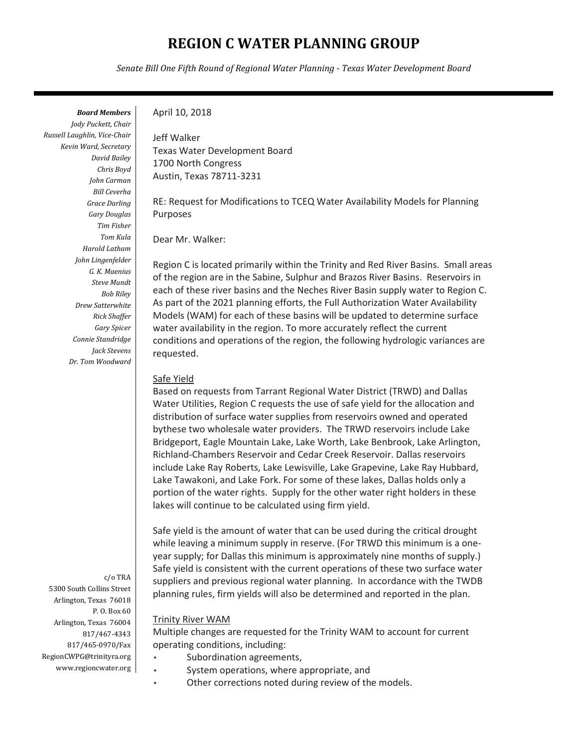# REGION C WATER PLANNING GROUP

*Senate Bill One Fifth Round of Regional Water Planning - Texas Water Development Board*

***Board Members***
*Jody Puckett, Chair*
*Russell Laughlin, Vice-Chair*
*Kevin Ward, Secretary*
*David Bailey*
*Chris Boyd*
*John Carman*
*Bill Ceverha*
*Grace Darling*
*Gary Douglas*
*Tim Fisher*
*Tom Kula*
*Harold Latham*
*John Lingenfelder*
*G. K. Maenius*
*Steve Mundt*
*Bob Riley*
*Drew Satterwhite*
*Rick Shaffer*
*Gary Spicer*
*Connie Standridge*
*Jack Stevens*
*Dr. Tom Woodward*

c/o TRA
5300 South Collins Street
Arlington, Texas 76018
P. O. Box 60
Arlington, Texas 76004
817/467-4343
817/465-0970/Fax
RegionCWPG@trinityra.org
www.regioncwater.org

April 10, 2018

Jeff Walker
Texas Water Development Board
1700 North Congress
Austin, Texas 78711-3231

RE: Request for Modifications to TCEQ Water Availability Models for Planning Purposes

Dear Mr. Walker:

Region C is located primarily within the Trinity and Red River Basins. Small areas of the region are in the Sabine, Sulphur and Brazos River Basins. Reservoirs in each of these river basins and the Neches River Basin supply water to Region C. As part of the 2021 planning efforts, the Full Authorization Water Availability Models (WAM) for each of these basins will be updated to determine surface water availability in the region. To more accurately reflect the current conditions and operations of the region, the following hydrologic variances are requested.

<u>Safe Yield</u>

Based on requests from Tarrant Regional Water District (TRWD) and Dallas Water Utilities, Region C requests the use of safe yield for the allocation and distribution of surface water supplies from reservoirs owned and operated bythese two wholesale water providers. The TRWD reservoirs include Lake Bridgeport, Eagle Mountain Lake, Lake Worth, Lake Benbrook, Lake Arlington, Richland-Chambers Reservoir and Cedar Creek Reservoir. Dallas reservoirs include Lake Ray Roberts, Lake Lewisville, Lake Grapevine, Lake Ray Hubbard, Lake Tawakoni, and Lake Fork. For some of these lakes, Dallas holds only a portion of the water rights. Supply for the other water right holders in these lakes will continue to be calculated using firm yield.

Safe yield is the amount of water that can be used during the critical drought while leaving a minimum supply in reserve. (For TRWD this minimum is a one-year supply; for Dallas this minimum is approximately nine months of supply.) Safe yield is consistent with the current operations of these two surface water suppliers and previous regional water planning. In accordance with the TWDB planning rules, firm yields will also be determined and reported in the plan.

<u>Trinity River WAM</u>

Multiple changes are requested for the Trinity WAM to account for current operating conditions, including:

- Subordination agreements,
- System operations, where appropriate, and
- Other corrections noted during review of the models.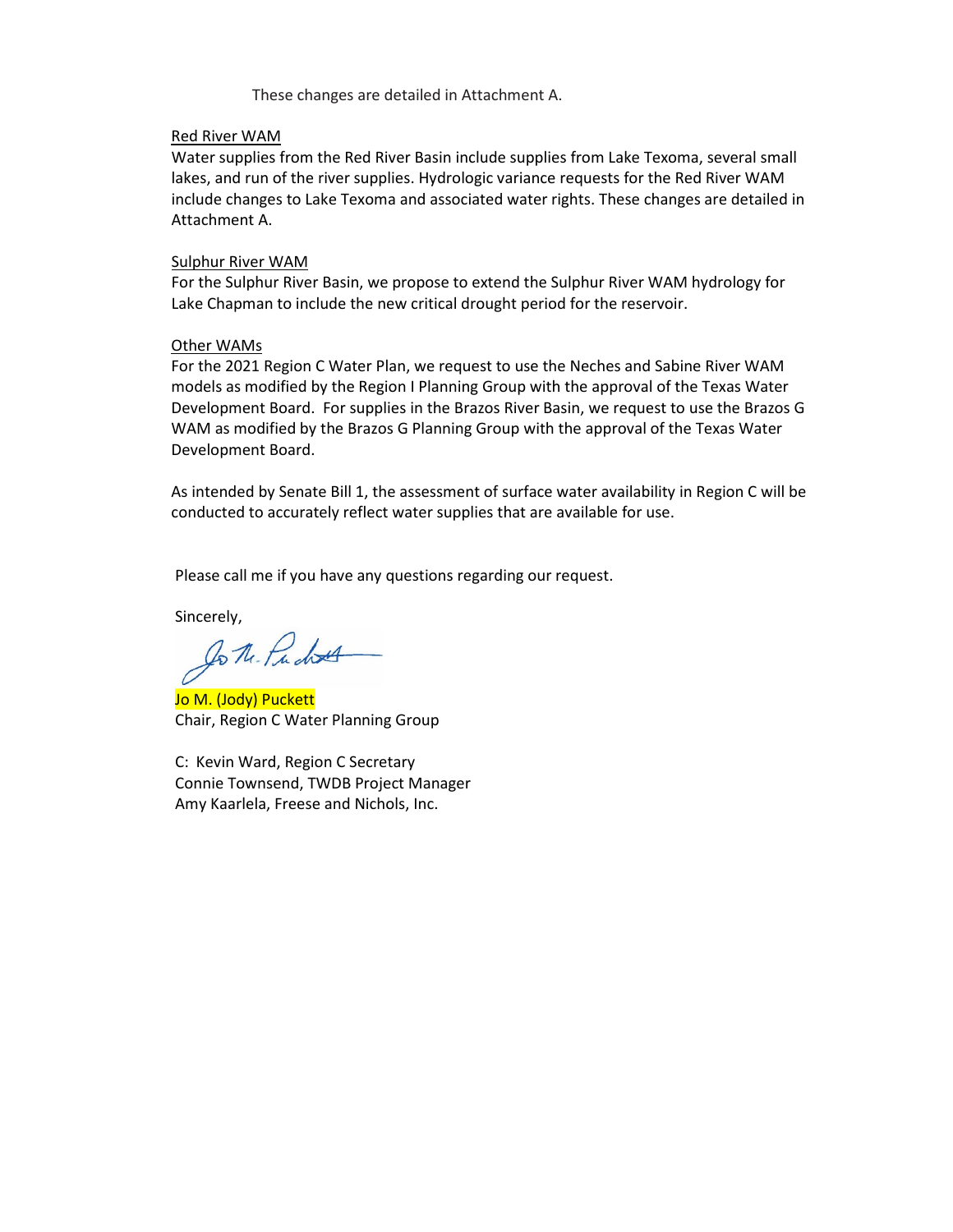These changes are detailed in Attachment A.

<u>Red River WAM</u>

Water supplies from the Red River Basin include supplies from Lake Texoma, several small lakes, and run of the river supplies. Hydrologic variance requests for the Red River WAM include changes to Lake Texoma and associated water rights. These changes are detailed in Attachment A.

<u>Sulphur River WAM</u>

For the Sulphur River Basin, we propose to extend the Sulphur River WAM hydrology for Lake Chapman to include the new critical drought period for the reservoir.

<u>Other WAMs</u>

For the 2021 Region C Water Plan, we request to use the Neches and Sabine River WAM models as modified by the Region I Planning Group with the approval of the Texas Water Development Board. For supplies in the Brazos River Basin, we request to use the Brazos G WAM as modified by the Brazos G Planning Group with the approval of the Texas Water Development Board.

As intended by Senate Bill 1, the assessment of surface water availability in Region C will be conducted to accurately reflect water supplies that are available for use.

Please call me if you have any questions regarding our request.

Sincerely,

Jo M. (Jody) Puckett
Chair, Region C Water Planning Group

C: Kevin Ward, Region C Secretary
Connie Townsend, TWDB Project Manager
Amy Kaarlela, Freese and Nichols, Inc.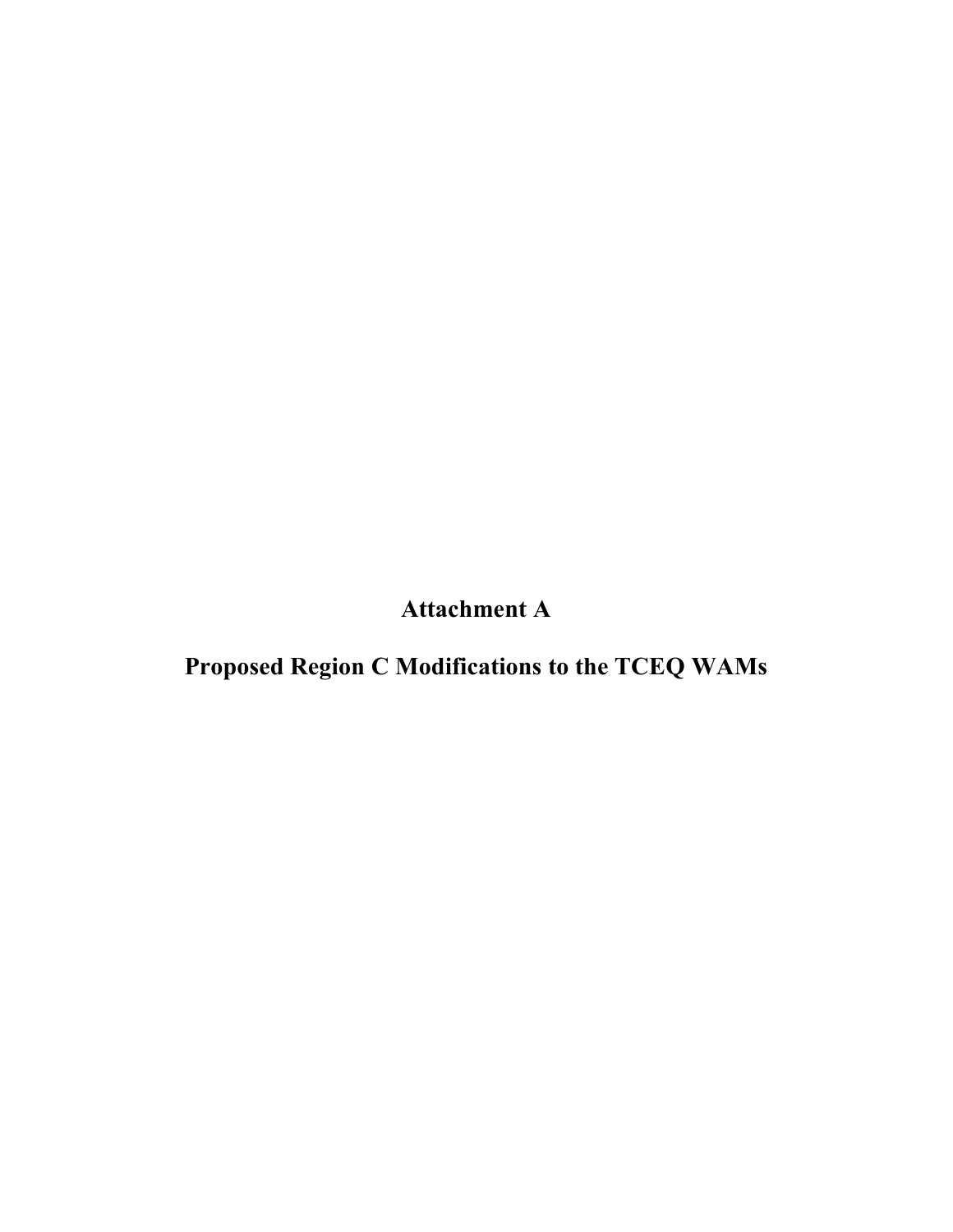# Attachment A

## Proposed Region C Modifications to the TCEQ WAMs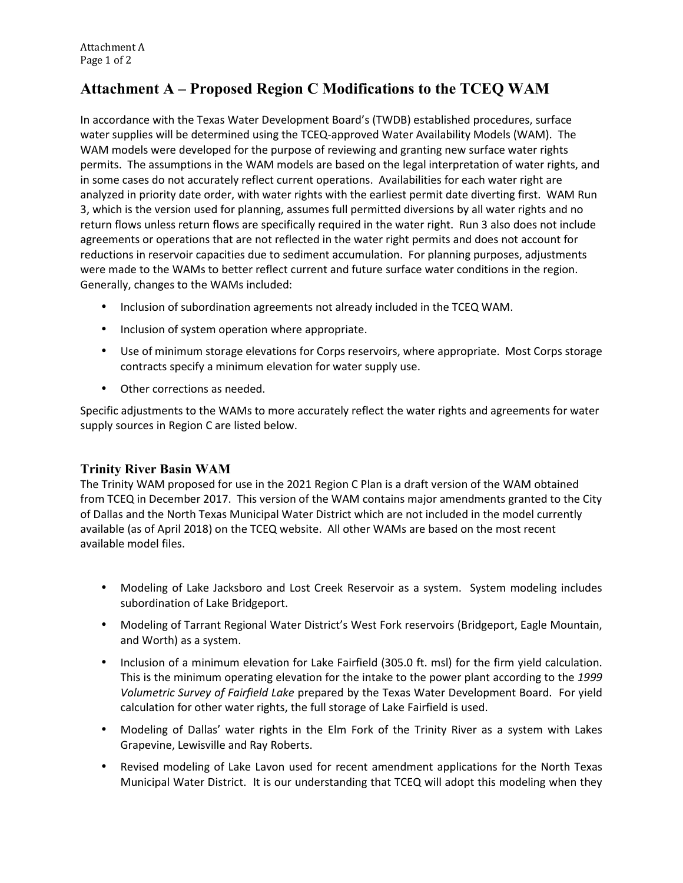# Attachment A – Proposed Region C Modifications to the TCEQ WAM

In accordance with the Texas Water Development Board's (TWDB) established procedures, surface water supplies will be determined using the TCEQ-approved Water Availability Models (WAM). The WAM models were developed for the purpose of reviewing and granting new surface water rights permits. The assumptions in the WAM models are based on the legal interpretation of water rights, and in some cases do not accurately reflect current operations. Availabilities for each water right are analyzed in priority date order, with water rights with the earliest permit date diverting first. WAM Run 3, which is the version used for planning, assumes full permitted diversions by all water rights and no return flows unless return flows are specifically required in the water right. Run 3 also does not include agreements or operations that are not reflected in the water right permits and does not account for reductions in reservoir capacities due to sediment accumulation. For planning purposes, adjustments were made to the WAMs to better reflect current and future surface water conditions in the region. Generally, changes to the WAMs included:

- Inclusion of subordination agreements not already included in the TCEQ WAM.
- Inclusion of system operation where appropriate.
- Use of minimum storage elevations for Corps reservoirs, where appropriate. Most Corps storage contracts specify a minimum elevation for water supply use.
- Other corrections as needed.

Specific adjustments to the WAMs to more accurately reflect the water rights and agreements for water supply sources in Region C are listed below.

## Trinity River Basin WAM

The Trinity WAM proposed for use in the 2021 Region C Plan is a draft version of the WAM obtained from TCEQ in December 2017. This version of the WAM contains major amendments granted to the City of Dallas and the North Texas Municipal Water District which are not included in the model currently available (as of April 2018) on the TCEQ website. All other WAMs are based on the most recent available model files.

- Modeling of Lake Jacksboro and Lost Creek Reservoir as a system. System modeling includes subordination of Lake Bridgeport.
- Modeling of Tarrant Regional Water District's West Fork reservoirs (Bridgeport, Eagle Mountain, and Worth) as a system.
- Inclusion of a minimum elevation for Lake Fairfield (305.0 ft. msl) for the firm yield calculation. This is the minimum operating elevation for the intake to the power plant according to the *1999 Volumetric Survey of Fairfield Lake* prepared by the Texas Water Development Board. For yield calculation for other water rights, the full storage of Lake Fairfield is used.
- Modeling of Dallas' water rights in the Elm Fork of the Trinity River as a system with Lakes Grapevine, Lewisville and Ray Roberts.
- Revised modeling of Lake Lavon used for recent amendment applications for the North Texas Municipal Water District. It is our understanding that TCEQ will adopt this modeling when they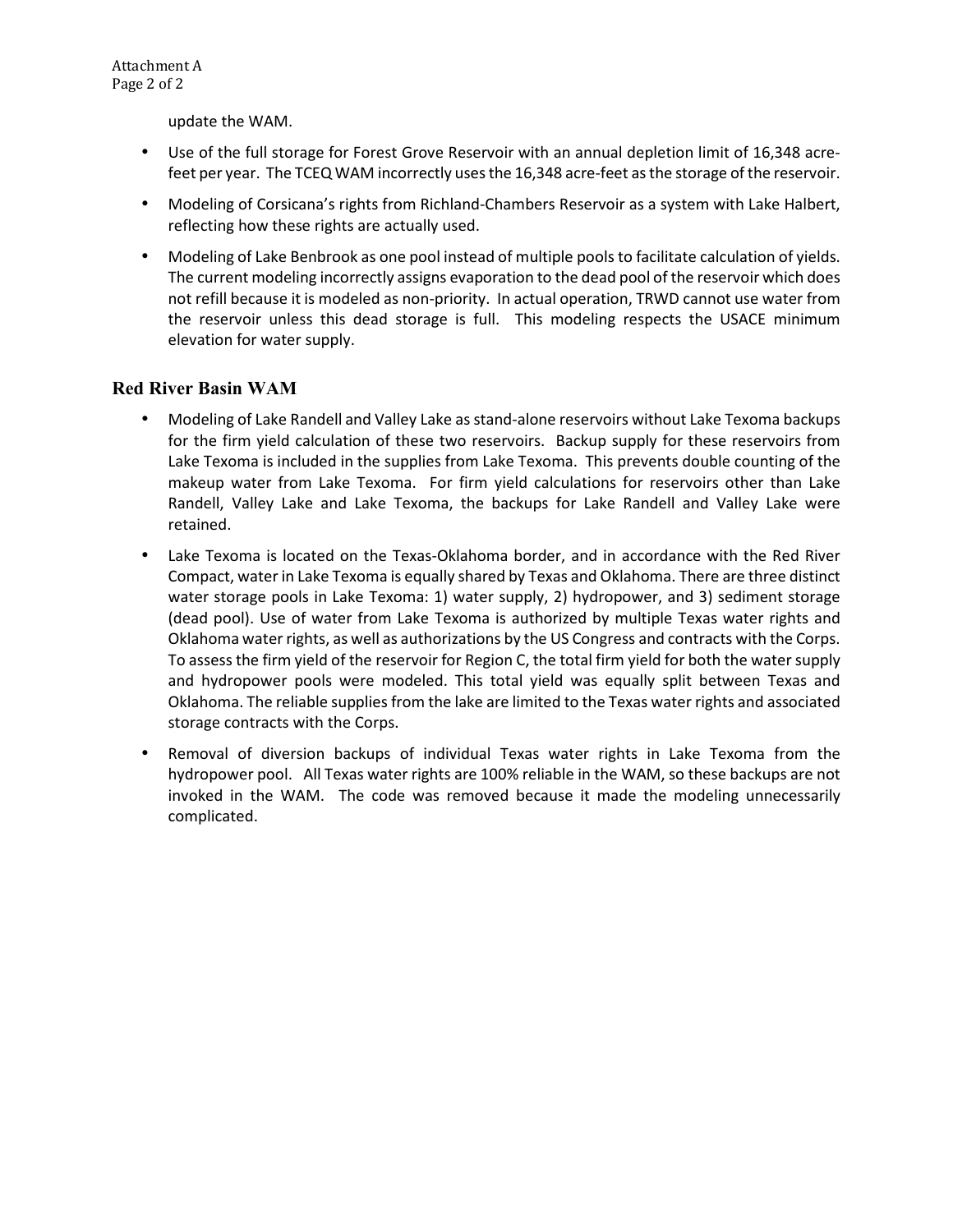update the WAM.

- Use of the full storage for Forest Grove Reservoir with an annual depletion limit of 16,348 acre-feet per year. The TCEQ WAM incorrectly uses the 16,348 acre-feet as the storage of the reservoir.
- Modeling of Corsicana's rights from Richland-Chambers Reservoir as a system with Lake Halbert, reflecting how these rights are actually used.
- Modeling of Lake Benbrook as one pool instead of multiple pools to facilitate calculation of yields. The current modeling incorrectly assigns evaporation to the dead pool of the reservoir which does not refill because it is modeled as non-priority. In actual operation, TRWD cannot use water from the reservoir unless this dead storage is full. This modeling respects the USACE minimum elevation for water supply.

## Red River Basin WAM

- Modeling of Lake Randell and Valley Lake as stand-alone reservoirs without Lake Texoma backups for the firm yield calculation of these two reservoirs. Backup supply for these reservoirs from Lake Texoma is included in the supplies from Lake Texoma. This prevents double counting of the makeup water from Lake Texoma. For firm yield calculations for reservoirs other than Lake Randell, Valley Lake and Lake Texoma, the backups for Lake Randell and Valley Lake were retained.
- Lake Texoma is located on the Texas-Oklahoma border, and in accordance with the Red River Compact, water in Lake Texoma is equally shared by Texas and Oklahoma. There are three distinct water storage pools in Lake Texoma: 1) water supply, 2) hydropower, and 3) sediment storage (dead pool). Use of water from Lake Texoma is authorized by multiple Texas water rights and Oklahoma water rights, as well as authorizations by the US Congress and contracts with the Corps. To assess the firm yield of the reservoir for Region C, the total firm yield for both the water supply and hydropower pools were modeled. This total yield was equally split between Texas and Oklahoma. The reliable supplies from the lake are limited to the Texas water rights and associated storage contracts with the Corps.
- Removal of diversion backups of individual Texas water rights in Lake Texoma from the hydropower pool. All Texas water rights are 100% reliable in the WAM, so these backups are not invoked in the WAM. The code was removed because it made the modeling unnecessarily complicated.